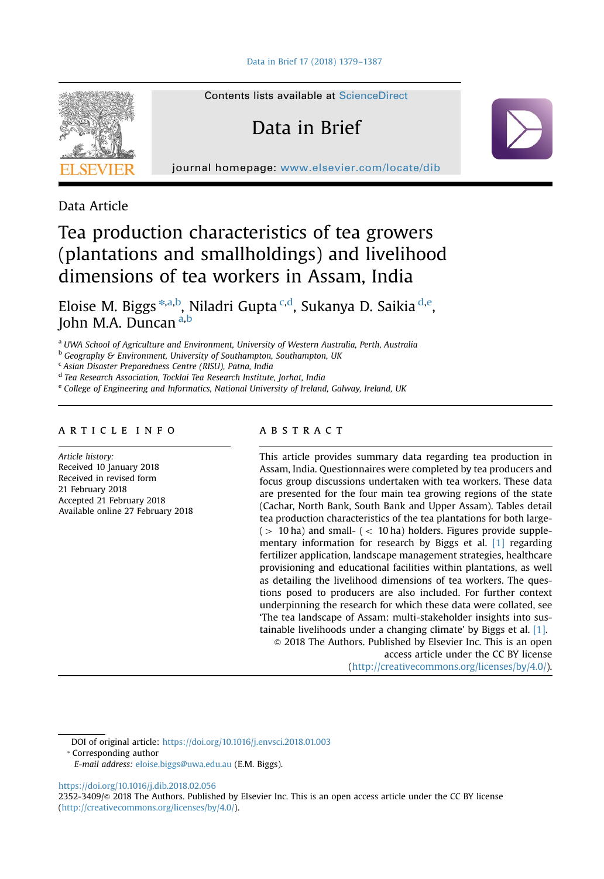Data Article

# Tea production characteristics of tea growers (plantations and smallholdings) and livelihood dimensions of tea workers in Assam, India

Eloise M. Biggs [*,a,b], Niladri Gupta [c,d], Sukanya D. Saikia [d,e], John M.A. Duncan [a,b]

[a] UWA School of Agriculture and Environment, University of Western Australia, Perth, Australia
[b] Geography & Environment, University of Southampton, Southampton, UK
[c] Asian Disaster Preparedness Centre (RISU), Patna, India
[d] Tea Research Association, Tocklai Tea Research Institute, Jorhat, India
[e] College of Engineering and Informatics, National University of Ireland, Galway, Ireland, UK

## ARTICLE INFO

*Article history:*
Received 10 January 2018
Received in revised form 21 February 2018
Accepted 21 February 2018
Available online 27 February 2018

## ABSTRACT

This article provides summary data regarding tea production in Assam, India. Questionnaires were completed by tea producers and focus group discussions undertaken with tea workers. These data are presented for the four main tea growing regions of the state (Cachar, North Bank, South Bank and Upper Assam). Tables detail tea production characteristics of the tea plantations for both large- ( > 10 ha) and small- ( < 10 ha) holders. Figures provide supplementary information for research by Biggs et al. [1] regarding fertilizer application, landscape management strategies, healthcare provisioning and educational facilities within plantations, as well as detailing the livelihood dimensions of tea workers. The questions posed to producers are also included. For further context underpinning the research for which these data were collated, see 'The tea landscape of Assam: multi-stakeholder insights into sustainable livelihoods under a changing climate' by Biggs et al. [1].

© 2018 The Authors. Published by Elsevier Inc. This is an open access article under the CC BY license (http://creativecommons.org/licenses/by/4.0/).

DOI of original article: https://doi.org/10.1016/j.envsci.2018.01.003

* Corresponding author

*E-mail address:* eloise.biggs@uwa.edu.au (E.M. Biggs).

https://doi.org/10.1016/j.dib.2018.02.056

2352-3409/© 2018 The Authors. Published by Elsevier Inc. This is an open access article under the CC BY license (http://creativecommons.org/licenses/by/4.0/).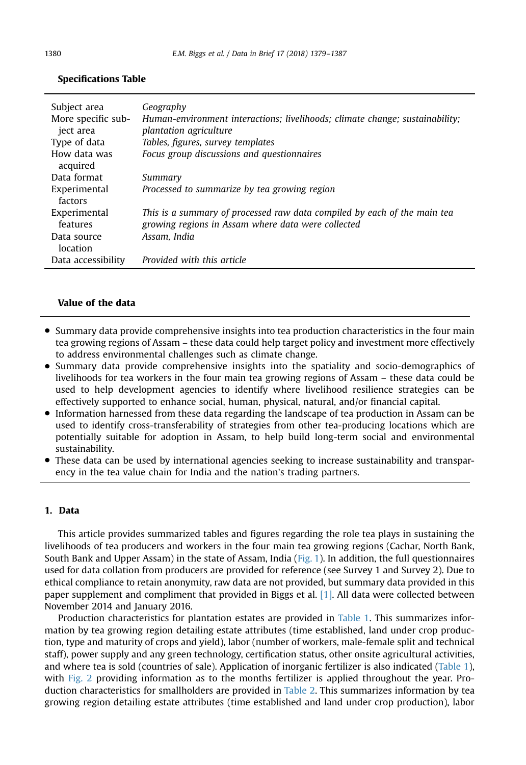**Specifications Table**

| | |
|---|---|
| Subject area | *Geography* |
| More specific subject area | *Human-environment interactions; livelihoods; climate change; sustainability; plantation agriculture* |
| Type of data | *Tables, figures, survey templates* |
| How data was acquired | *Focus group discussions and questionnaires* |
| Data format | *Summary* |
| Experimental factors | *Processed to summarize by tea growing region* |
| Experimental features | *This is a summary of processed raw data compiled by each of the main tea growing regions in Assam where data were collected* |
| Data source location | *Assam, India* |
| Data accessibility | *Provided with this article* |

**Value of the data**

- Summary data provide comprehensive insights into tea production characteristics in the four main tea growing regions of Assam – these data could help target policy and investment more effectively to address environmental challenges such as climate change.
- Summary data provide comprehensive insights into the spatiality and socio-demographics of livelihoods for tea workers in the four main tea growing regions of Assam – these data could be used to help development agencies to identify where livelihood resilience strategies can be effectively supported to enhance social, human, physical, natural, and/or financial capital.
- Information harnessed from these data regarding the landscape of tea production in Assam can be used to identify cross-transferability of strategies from other tea-producing locations which are potentially suitable for adoption in Assam, to help build long-term social and environmental sustainability.
- These data can be used by international agencies seeking to increase sustainability and transparency in the tea value chain for India and the nation's trading partners.

## 1. Data

This article provides summarized tables and figures regarding the role tea plays in sustaining the livelihoods of tea producers and workers in the four main tea growing regions (Cachar, North Bank, South Bank and Upper Assam) in the state of Assam, India (Fig. 1). In addition, the full questionnaires used for data collation from producers are provided for reference (see Survey 1 and Survey 2). Due to ethical compliance to retain anonymity, raw data are not provided, but summary data provided in this paper supplement and compliment that provided in Biggs et al. [1]. All data were collected between November 2014 and January 2016.

Production characteristics for plantation estates are provided in Table 1. This summarizes information by tea growing region detailing estate attributes (time established, land under crop production, type and maturity of crops and yield), labor (number of workers, male-female split and technical staff), power supply and any green technology, certification status, other onsite agricultural activities, and where tea is sold (countries of sale). Application of inorganic fertilizer is also indicated (Table 1), with Fig. 2 providing information as to the months fertilizer is applied throughout the year. Production characteristics for smallholders are provided in Table 2. This summarizes information by tea growing region detailing estate attributes (time established and land under crop production), labor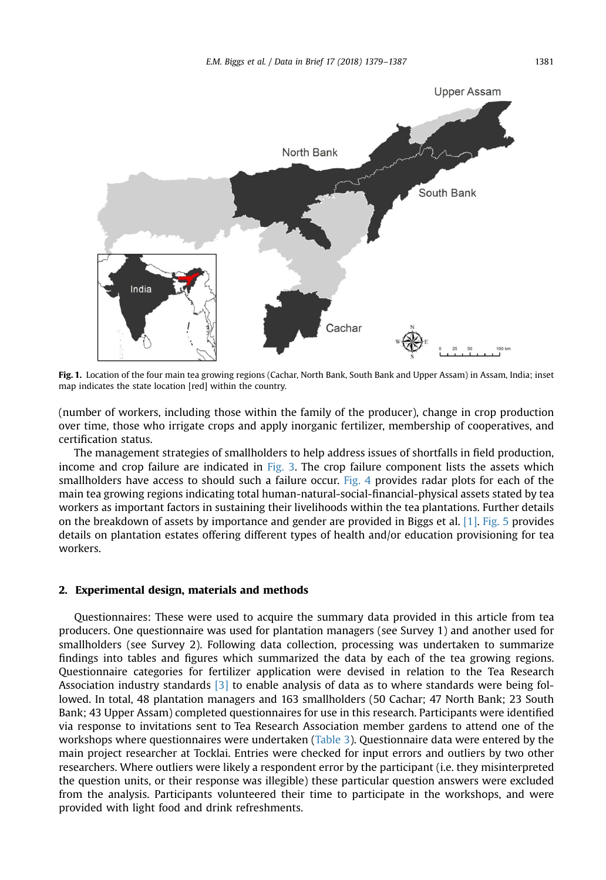Fig. 1. Location of the four main tea growing regions (Cachar, North Bank, South Bank and Upper Assam) in Assam, India; inset map indicates the state location [red] within the country.

(number of workers, including those within the family of the producer), change in crop production over time, those who irrigate crops and apply inorganic fertilizer, membership of cooperatives, and certification status.

The management strategies of smallholders to help address issues of shortfalls in field production, income and crop failure are indicated in Fig. 3. The crop failure component lists the assets which smallholders have access to should such a failure occur. Fig. 4 provides radar plots for each of the main tea growing regions indicating total human-natural-social-financial-physical assets stated by tea workers as important factors in sustaining their livelihoods within the tea plantations. Further details on the breakdown of assets by importance and gender are provided in Biggs et al. [1]. Fig. 5 provides details on plantation estates offering different types of health and/or education provisioning for tea workers.

## 2. Experimental design, materials and methods

Questionnaires: These were used to acquire the summary data provided in this article from tea producers. One questionnaire was used for plantation managers (see Survey 1) and another used for smallholders (see Survey 2). Following data collection, processing was undertaken to summarize findings into tables and figures which summarized the data by each of the tea growing regions. Questionnaire categories for fertilizer application were devised in relation to the Tea Research Association industry standards [3] to enable analysis of data as to where standards were being followed. In total, 48 plantation managers and 163 smallholders (50 Cachar; 47 North Bank; 23 South Bank; 43 Upper Assam) completed questionnaires for use in this research. Participants were identified via response to invitations sent to Tea Research Association member gardens to attend one of the workshops where questionnaires were undertaken (Table 3). Questionnaire data were entered by the main project researcher at Tocklai. Entries were checked for input errors and outliers by two other researchers. Where outliers were likely a respondent error by the participant (i.e. they misinterpreted the question units, or their response was illegible) these particular question answers were excluded from the analysis. Participants volunteered their time to participate in the workshops, and were provided with light food and drink refreshments.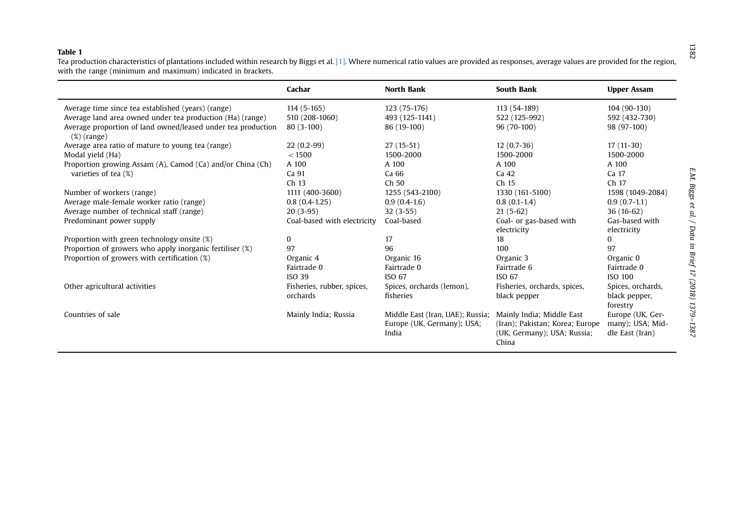**Table 1**

Tea production characteristics of plantations included within research by Biggs et al. [1]. Where numerical ratio values are provided as responses, average values are provided for the region, with the range (minimum and maximum) indicated in brackets.

| | **Cachar** | **North Bank** | **South Bank** | **Upper Assam** |
|---|---|---|---|---|
| Average time since tea established (years) (range) | 114 (5-165) | 123 (75-176) | 113 (54-189) | 104 (90-130) |
| Average land area owned under tea production (Ha) (range) | 510 (208-1060) | 493 (125-1141) | 522 (125-992) | 592 (432-730) |
| Average proportion of land owned/leased under tea production (%) (range) | 80 (3-100) | 86 (19-100) | 96 (70-100) | 98 (97-100) |
| Average area ratio of mature to young tea (range) | 22 (0.2-99) | 27 (15-51) | 12 (0.7-36) | 17 (11-30) |
| Modal yield (Ha) | < 1500 | 1500-2000 | 1500-2000 | 1500-2000 |
| Proportion growing Assam (A), Camod (Ca) and/or China (Ch) varieties of tea (%) | A 100<br>Ca 91<br>Ch 13 | A 100<br>Ca 66<br>Ch 50 | A 100<br>Ca 42<br>Ch 15 | A 100<br>Ca 17<br>Ch 17 |
| Number of workers (range) | 1111 (400-3600) | 1255 (543-2100) | 1330 (161-5100) | 1598 (1049-2084) |
| Average male-female worker ratio (range) | 0.8 (0.4-1.25) | 0.9 (0.4-1.6) | 0.8 (0.1-1.4) | 0.9 (0.7-1.1) |
| Average number of technical staff (range) | 20 (3-95) | 32 (3-55) | 21 (5-62) | 36 (16-62) |
| Predominant power supply | Coal-based with electricity | Coal-based | Coal- or gas-based with electricity | Gas-based with electricity |
| Proportion with green technology onsite (%) | 0 | 17 | 18 | 0 |
| Proportion of growers who apply inorganic fertiliser (%) | 97 | 96 | 100 | 97 |
| Proportion of growers with certification (%) | Organic 4<br>Fairtrade 0<br>ISO 39 | Organic 16<br>Fairtrade 0<br>ISO 67 | Organic 3<br>Fairtrade 6<br>ISO 67 | Organic 0<br>Fairtrade 0<br>ISO 100 |
| Other agricultural activities | Fisheries, rubber, spices, orchards | Spices, orchards (lemon), fisheries | Fisheries, orchards, spices, black pepper | Spices, orchards, black pepper, forestry |
| Countries of sale | Mainly India; Russia | Middle East (Iran, UAE); Russia; Europe (UK, Germany); USA; India | Mainly India; Middle East (Iran); Pakistan; Korea; Europe (UK, Germany); USA; Russia; China | Europe (UK, Germany); USA; Middle East (Iran) |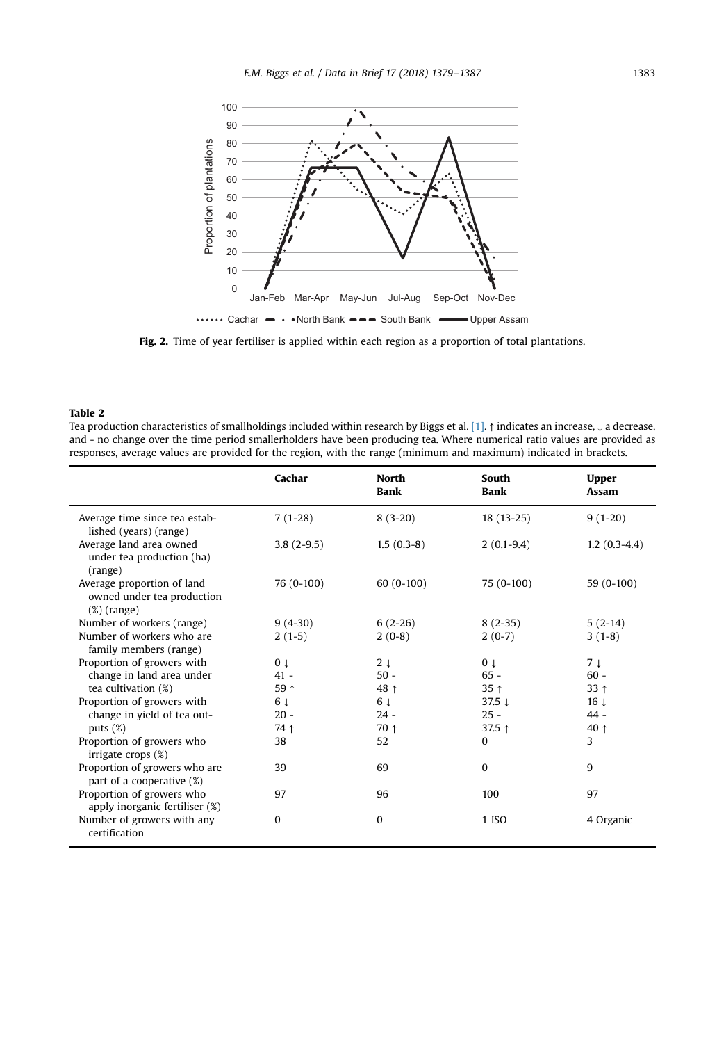**Fig. 2.** Time of year fertiliser is applied within each region as a proportion of total plantations.

**Table 2**

Tea production characteristics of smallholdings included within research by Biggs et al. [1]. ↑ indicates an increase, ↓ a decrease, and - no change over the time period smallerholders have been producing tea. Where numerical ratio values are provided as responses, average values are provided for the region, with the range (minimum and maximum) indicated in brackets.

| | Cachar | North Bank | South Bank | Upper Assam |
|---|---|---|---|---|
| Average time since tea established (years) (range) | 7 (1-28) | 8 (3-20) | 18 (13-25) | 9 (1-20) |
| Average land area owned under tea production (ha) (range) | 3.8 (2-9.5) | 1.5 (0.3-8) | 2 (0.1-9.4) | 1.2 (0.3-4.4) |
| Average proportion of land owned under tea production (%) (range) | 76 (0-100) | 60 (0-100) | 75 (0-100) | 59 (0-100) |
| Number of workers (range) | 9 (4-30) | 6 (2-26) | 8 (2-35) | 5 (2-14) |
| Number of workers who are family members (range) | 2 (1-5) | 2 (0-8) | 2 (0-7) | 3 (1-8) |
| Proportion of growers with change in land area under tea cultivation (%) | 0 ↓<br>41 -<br>59 ↑ | 2 ↓<br>50 -<br>48 ↑ | 0 ↓<br>65 -<br>35 ↑ | 7 ↓<br>60 -<br>33 ↑ |
| Proportion of growers with change in yield of tea outputs (%) | 6 ↓<br>20 -<br>74 ↑ | 6 ↓<br>24 -<br>70 ↑ | 37.5 ↓<br>25 -<br>37.5 ↑ | 16 ↓<br>44 -<br>40 ↑ |
| Proportion of growers who irrigate crops (%) | 38 | 52 | 0 | 3 |
| Proportion of growers who are part of a cooperative (%) | 39 | 69 | 0 | 9 |
| Proportion of growers who apply inorganic fertiliser (%) | 97 | 96 | 100 | 97 |
| Number of growers with any certification | 0 | 0 | 1 ISO | 4 Organic |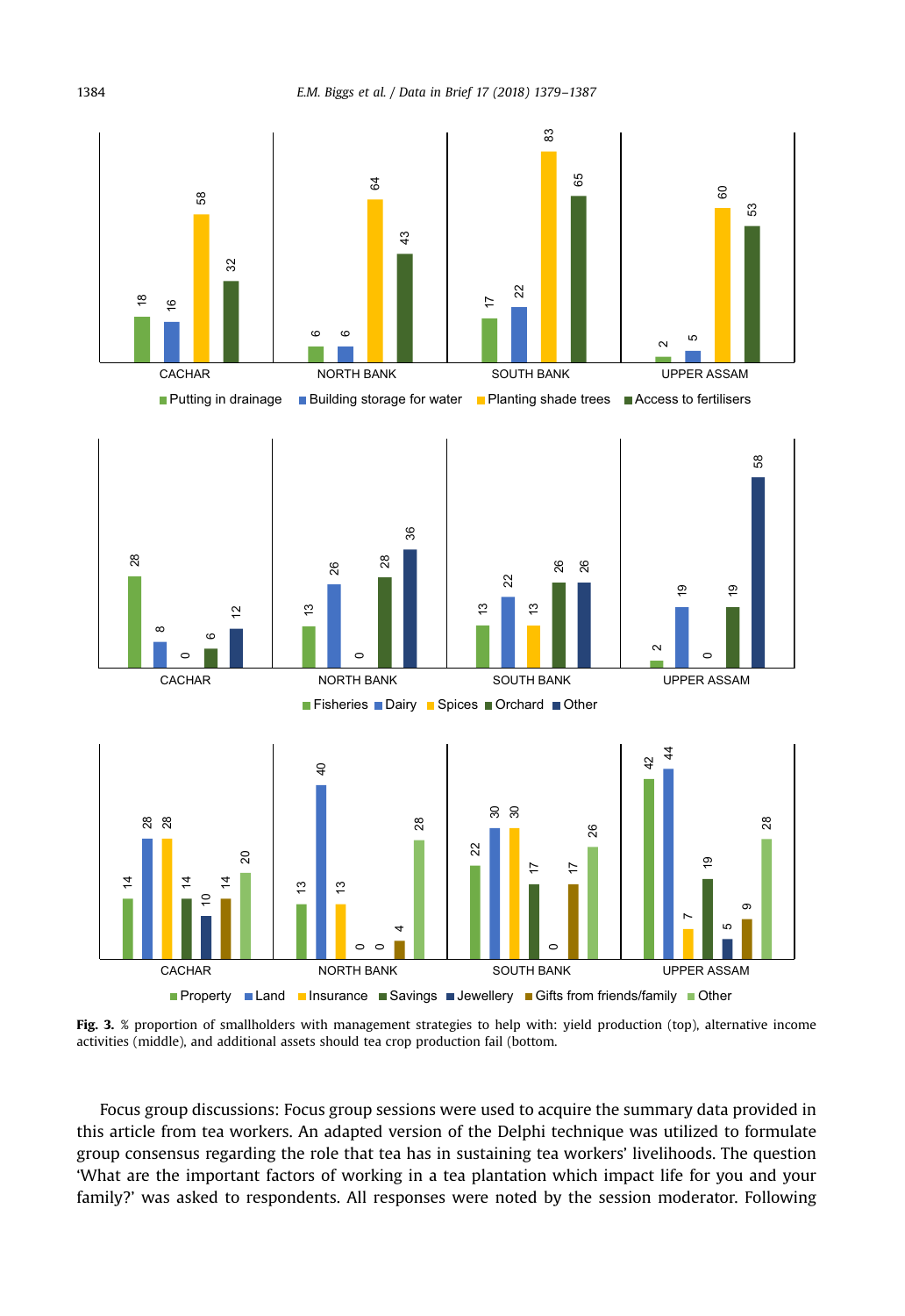**Fig. 3.** % proportion of smallholders with management strategies to help with: yield production (top), alternative income activities (middle), and additional assets should tea crop production fail (bottom.

Focus group discussions: Focus group sessions were used to acquire the summary data provided in this article from tea workers. An adapted version of the Delphi technique was utilized to formulate group consensus regarding the role that tea has in sustaining tea workers' livelihoods. The question 'What are the important factors of working in a tea plantation which impact life for you and your family?' was asked to respondents. All responses were noted by the session moderator. Following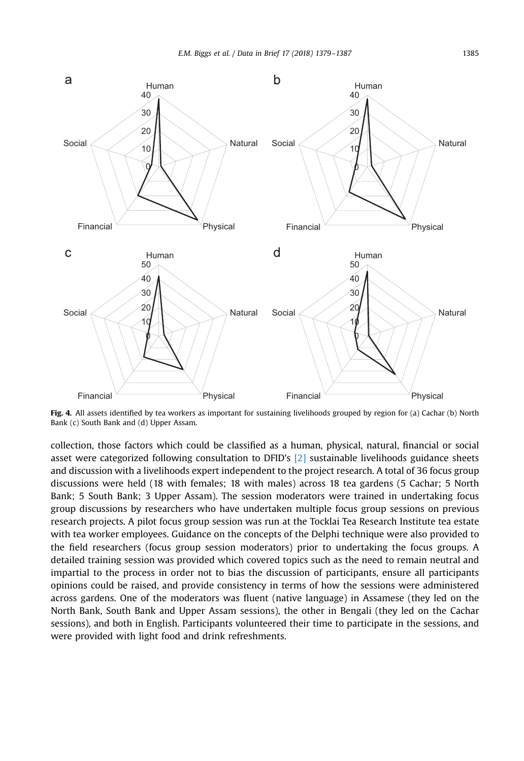Fig. 4. All assets identified by tea workers as important for sustaining livelihoods grouped by region for (a) Cachar (b) North Bank (c) South Bank and (d) Upper Assam.

collection, those factors which could be classified as a human, physical, natural, financial or social asset were categorized following consultation to DFID's [2] sustainable livelihoods guidance sheets and discussion with a livelihoods expert independent to the project research. A total of 36 focus group discussions were held (18 with females; 18 with males) across 18 tea gardens (5 Cachar; 5 North Bank; 5 South Bank; 3 Upper Assam). The session moderators were trained in undertaking focus group discussions by researchers who have undertaken multiple focus group sessions on previous research projects. A pilot focus group session was run at the Tocklai Tea Research Institute tea estate with tea worker employees. Guidance on the concepts of the Delphi technique were also provided to the field researchers (focus group session moderators) prior to undertaking the focus groups. A detailed training session was provided which covered topics such as the need to remain neutral and impartial to the process in order not to bias the discussion of participants, ensure all participants opinions could be raised, and provide consistency in terms of how the sessions were administered across gardens. One of the moderators was fluent (native language) in Assamese (they led on the North Bank, South Bank and Upper Assam sessions), the other in Bengali (they led on the Cachar sessions), and both in English. Participants volunteered their time to participate in the sessions, and were provided with light food and drink refreshments.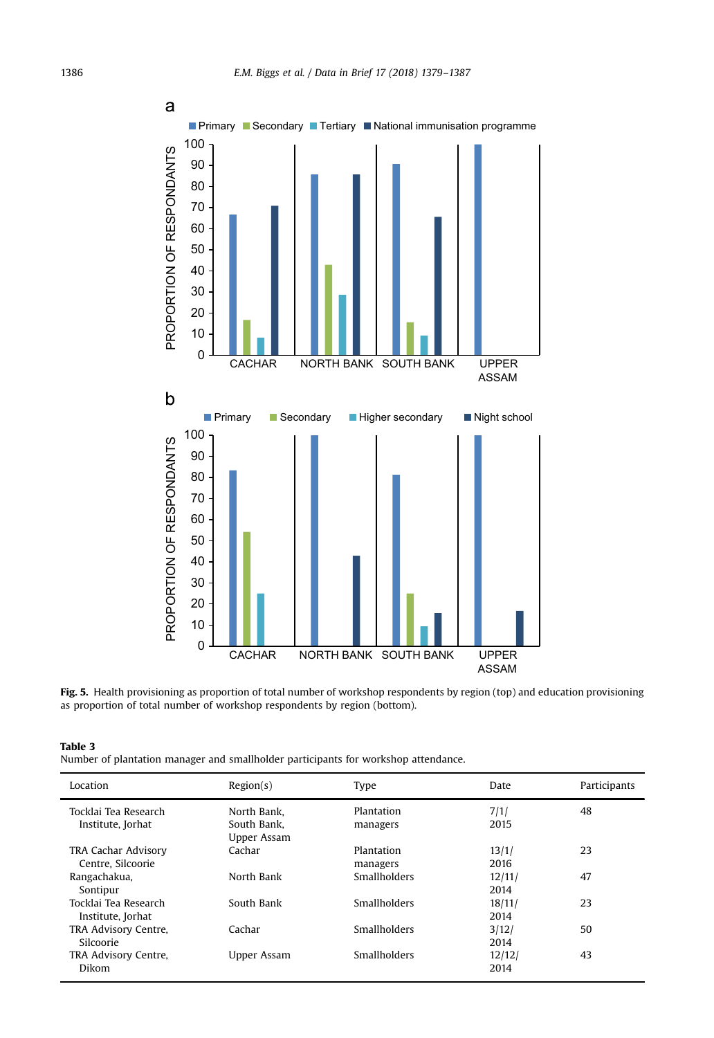**Fig. 5.** Health provisioning as proportion of total number of workshop respondents by region (top) and education provisioning as proportion of total number of workshop respondents by region (bottom).

**Table 3**
Number of plantation manager and smallholder participants for workshop attendance.

| Location | Region(s) | Type | Date | Participants |
|---|---|---|---|---|
| Tocklai Tea Research Institute, Jorhat | North Bank, South Bank, Upper Assam | Plantation managers | 7/1/2015 | 48 |
| TRA Cachar Advisory Centre, Silcoorie | Cachar | Plantation managers | 13/1/2016 | 23 |
| Rangachakua, Sontipur | North Bank | Smallholders | 12/11/2014 | 47 |
| Tocklai Tea Research Institute, Jorhat | South Bank | Smallholders | 18/11/2014 | 23 |
| TRA Advisory Centre, Silcoorie | Cachar | Smallholders | 3/12/2014 | 50 |
| TRA Advisory Centre, Dikom | Upper Assam | Smallholders | 12/12/2014 | 43 |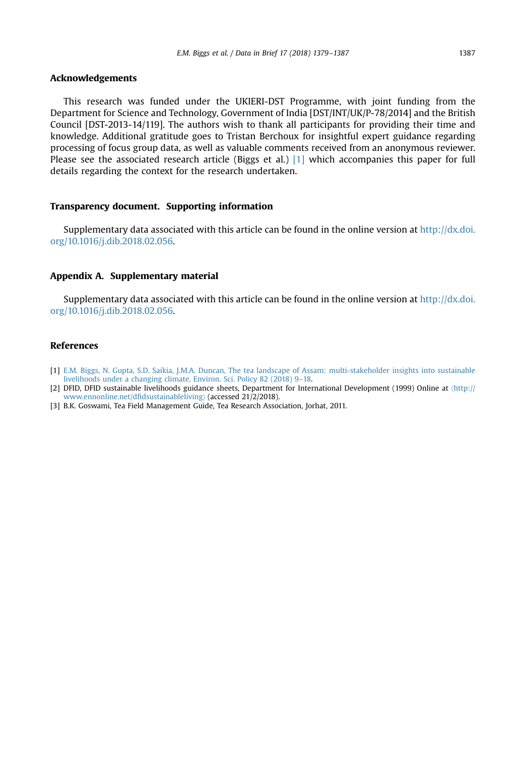## Acknowledgements

This research was funded under the UKIERI-DST Programme, with joint funding from the Department for Science and Technology, Government of India [DST/INT/UK/P-78/2014] and the British Council [DST-2013-14/119]. The authors wish to thank all participants for providing their time and knowledge. Additional gratitude goes to Tristan Berchoux for insightful expert guidance regarding processing of focus group data, as well as valuable comments received from an anonymous reviewer. Please see the associated research article (Biggs et al.) [1] which accompanies this paper for full details regarding the context for the research undertaken.

## Transparency document. Supporting information

Supplementary data associated with this article can be found in the online version at http://dx.doi.org/10.1016/j.dib.2018.02.056.

## Appendix A. Supplementary material

Supplementary data associated with this article can be found in the online version at http://dx.doi.org/10.1016/j.dib.2018.02.056.

## References

[1] E.M. Biggs, N. Gupta, S.D. Saikia, J.M.A. Duncan, The tea landscape of Assam: multi-stakeholder insights into sustainable livelihoods under a changing climate, Environ. Sci. Policy 82 (2018) 9–18.

[2] DFID, DFID sustainable livelihoods guidance sheets, Department for International Development (1999) Online at ⟨http://www.ennonline.net/dfidsustainableliving⟩ (accessed 21/2/2018).

[3] B.K. Goswami, Tea Field Management Guide, Tea Research Association, Jorhat, 2011.